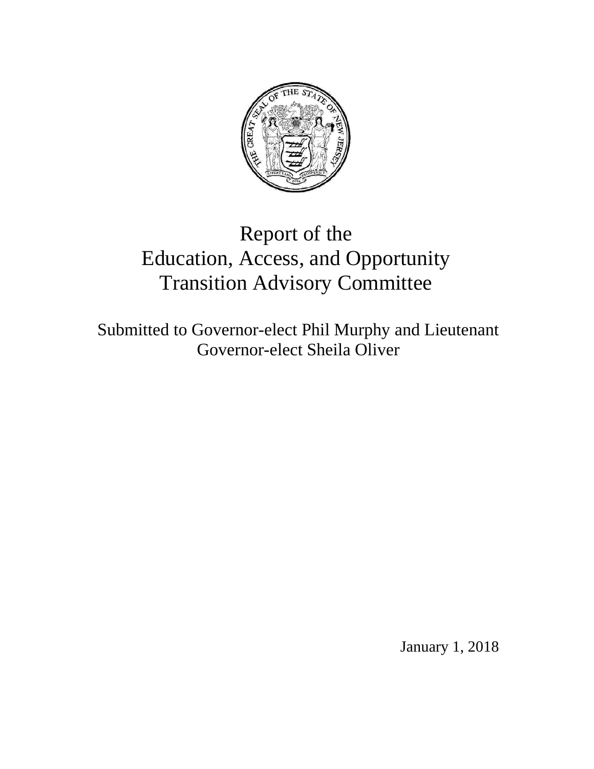# Report of the Education, Access, and Opportunity Transition Advisory Committee

Submitted to Governor-elect Phil Murphy and Lieutenant Governor-elect Sheila Oliver

January 1, 2018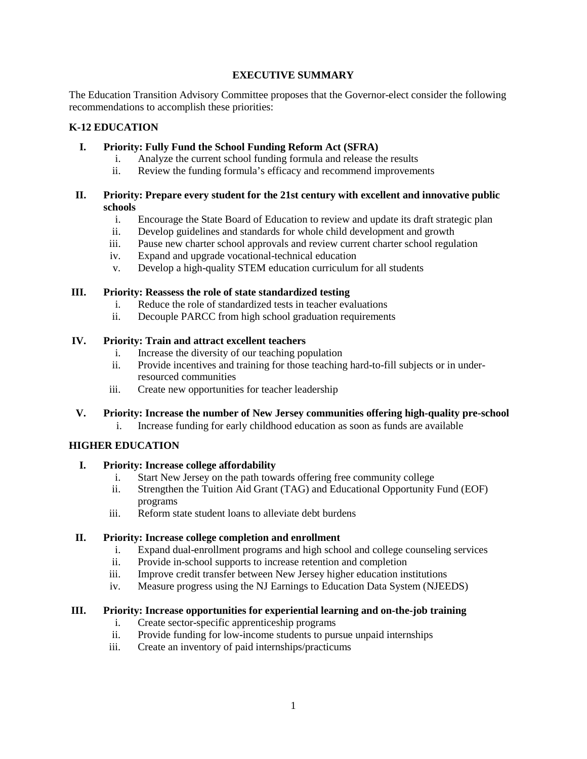# EXECUTIVE SUMMARY

The Education Transition Advisory Committee proposes that the Governor-elect consider the following recommendations to accomplish these priorities:

## K-12 EDUCATION

**I. Priority: Fully Fund the School Funding Reform Act (SFRA)**

i. Analyze the current school funding formula and release the results
ii. Review the funding formula's efficacy and recommend improvements

**II. Priority: Prepare every student for the 21st century with excellent and innovative public schools**

i. Encourage the State Board of Education to review and update its draft strategic plan
ii. Develop guidelines and standards for whole child development and growth
iii. Pause new charter school approvals and review current charter school regulation
iv. Expand and upgrade vocational-technical education
v. Develop a high-quality STEM education curriculum for all students

**III. Priority: Reassess the role of state standardized testing**

i. Reduce the role of standardized tests in teacher evaluations
ii. Decouple PARCC from high school graduation requirements

**IV. Priority: Train and attract excellent teachers**

i. Increase the diversity of our teaching population
ii. Provide incentives and training for those teaching hard-to-fill subjects or in under-resourced communities
iii. Create new opportunities for teacher leadership

**V. Priority: Increase the number of New Jersey communities offering high-quality pre-school**

i. Increase funding for early childhood education as soon as funds are available

## HIGHER EDUCATION

**I. Priority: Increase college affordability**

i. Start New Jersey on the path towards offering free community college
ii. Strengthen the Tuition Aid Grant (TAG) and Educational Opportunity Fund (EOF) programs
iii. Reform state student loans to alleviate debt burdens

**II. Priority: Increase college completion and enrollment**

i. Expand dual-enrollment programs and high school and college counseling services
ii. Provide in-school supports to increase retention and completion
iii. Improve credit transfer between New Jersey higher education institutions
iv. Measure progress using the NJ Earnings to Education Data System (NJEEDS)

**III. Priority: Increase opportunities for experiential learning and on-the-job training**

i. Create sector-specific apprenticeship programs
ii. Provide funding for low-income students to pursue unpaid internships
iii. Create an inventory of paid internships/practicums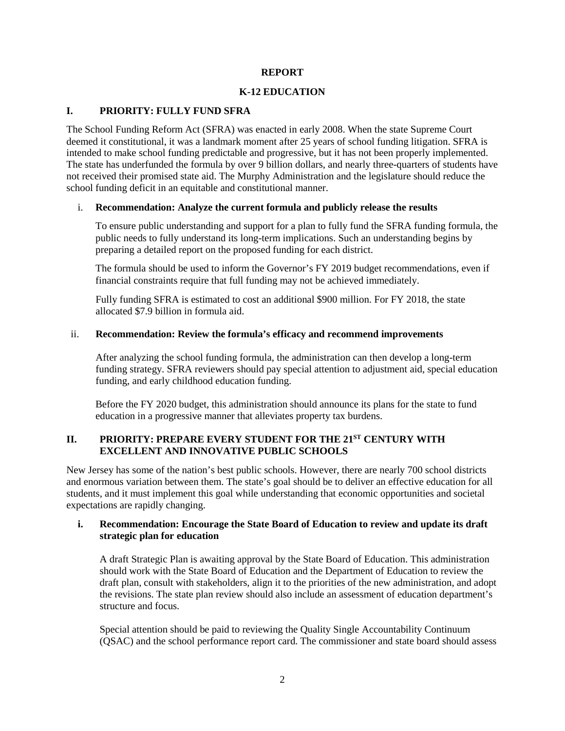**REPORT**

**K-12 EDUCATION**

## I. PRIORITY: FULLY FUND SFRA

The School Funding Reform Act (SFRA) was enacted in early 2008. When the state Supreme Court deemed it constitutional, it was a landmark moment after 25 years of school funding litigation. SFRA is intended to make school funding predictable and progressive, but it has not been properly implemented. The state has underfunded the formula by over 9 billion dollars, and nearly three-quarters of students have not received their promised state aid. The Murphy Administration and the legislature should reduce the school funding deficit in an equitable and constitutional manner.

### i. Recommendation: Analyze the current formula and publicly release the results

To ensure public understanding and support for a plan to fully fund the SFRA funding formula, the public needs to fully understand its long-term implications. Such an understanding begins by preparing a detailed report on the proposed funding for each district.

The formula should be used to inform the Governor's FY 2019 budget recommendations, even if financial constraints require that full funding may not be achieved immediately.

Fully funding SFRA is estimated to cost an additional $900 million. For FY 2018, the state allocated $7.9 billion in formula aid.

### ii. Recommendation: Review the formula's efficacy and recommend improvements

After analyzing the school funding formula, the administration can then develop a long-term funding strategy. SFRA reviewers should pay special attention to adjustment aid, special education funding, and early childhood education funding.

Before the FY 2020 budget, this administration should announce its plans for the state to fund education in a progressive manner that alleviates property tax burdens.

## II. PRIORITY: PREPARE EVERY STUDENT FOR THE 21ST CENTURY WITH EXCELLENT AND INNOVATIVE PUBLIC SCHOOLS

New Jersey has some of the nation's best public schools. However, there are nearly 700 school districts and enormous variation between them. The state's goal should be to deliver an effective education for all students, and it must implement this goal while understanding that economic opportunities and societal expectations are rapidly changing.

### i. Recommendation: Encourage the State Board of Education to review and update its draft strategic plan for education

A draft Strategic Plan is awaiting approval by the State Board of Education. This administration should work with the State Board of Education and the Department of Education to review the draft plan, consult with stakeholders, align it to the priorities of the new administration, and adopt the revisions. The state plan review should also include an assessment of education department's structure and focus.

Special attention should be paid to reviewing the Quality Single Accountability Continuum (QSAC) and the school performance report card. The commissioner and state board should assess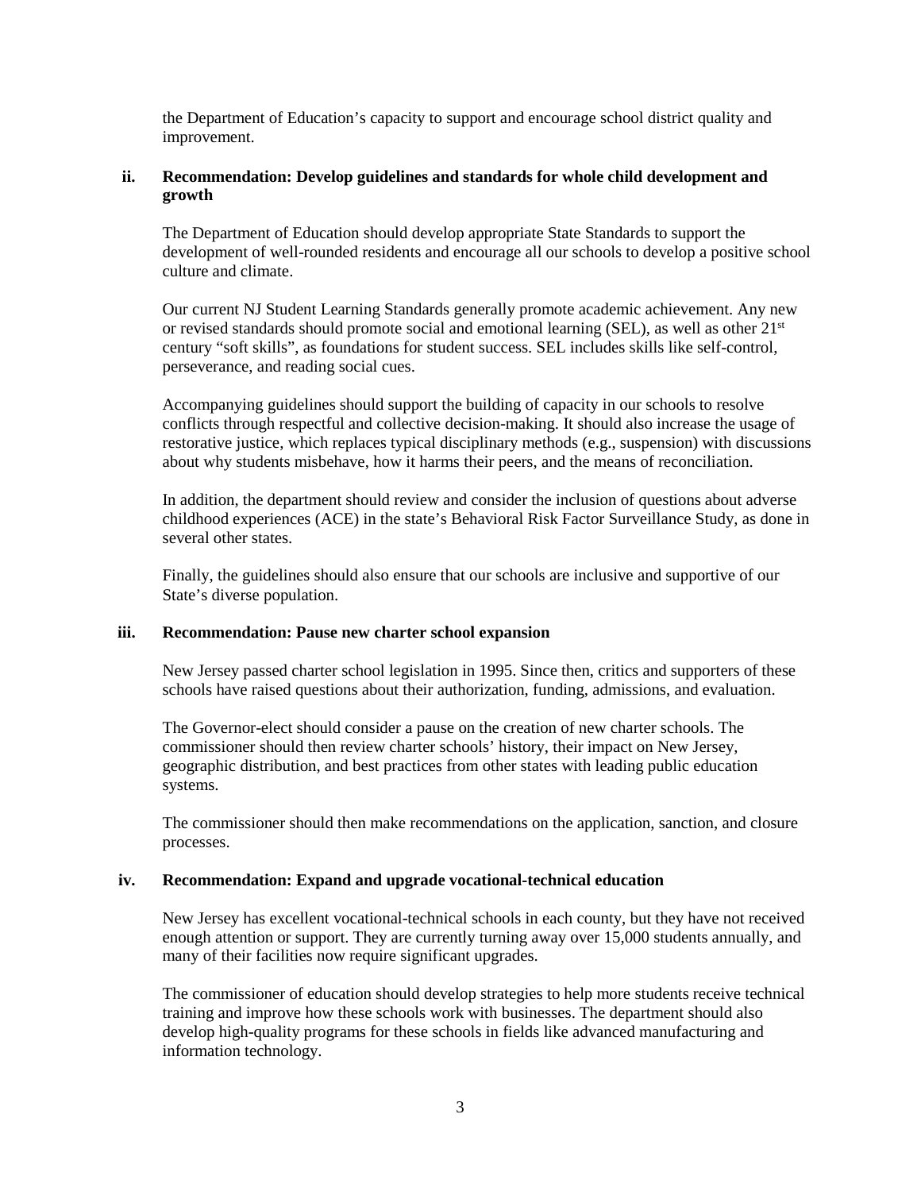the Department of Education's capacity to support and encourage school district quality and improvement.

### ii. Recommendation: Develop guidelines and standards for whole child development and growth

The Department of Education should develop appropriate State Standards to support the development of well-rounded residents and encourage all our schools to develop a positive school culture and climate.

Our current NJ Student Learning Standards generally promote academic achievement. Any new or revised standards should promote social and emotional learning (SEL), as well as other 21st century "soft skills", as foundations for student success. SEL includes skills like self-control, perseverance, and reading social cues.

Accompanying guidelines should support the building of capacity in our schools to resolve conflicts through respectful and collective decision-making. It should also increase the usage of restorative justice, which replaces typical disciplinary methods (e.g., suspension) with discussions about why students misbehave, how it harms their peers, and the means of reconciliation.

In addition, the department should review and consider the inclusion of questions about adverse childhood experiences (ACE) in the state's Behavioral Risk Factor Surveillance Study, as done in several other states.

Finally, the guidelines should also ensure that our schools are inclusive and supportive of our State's diverse population.

### iii. Recommendation: Pause new charter school expansion

New Jersey passed charter school legislation in 1995. Since then, critics and supporters of these schools have raised questions about their authorization, funding, admissions, and evaluation.

The Governor-elect should consider a pause on the creation of new charter schools. The commissioner should then review charter schools' history, their impact on New Jersey, geographic distribution, and best practices from other states with leading public education systems.

The commissioner should then make recommendations on the application, sanction, and closure processes.

### iv. Recommendation: Expand and upgrade vocational-technical education

New Jersey has excellent vocational-technical schools in each county, but they have not received enough attention or support. They are currently turning away over 15,000 students annually, and many of their facilities now require significant upgrades.

The commissioner of education should develop strategies to help more students receive technical training and improve how these schools work with businesses. The department should also develop high-quality programs for these schools in fields like advanced manufacturing and information technology.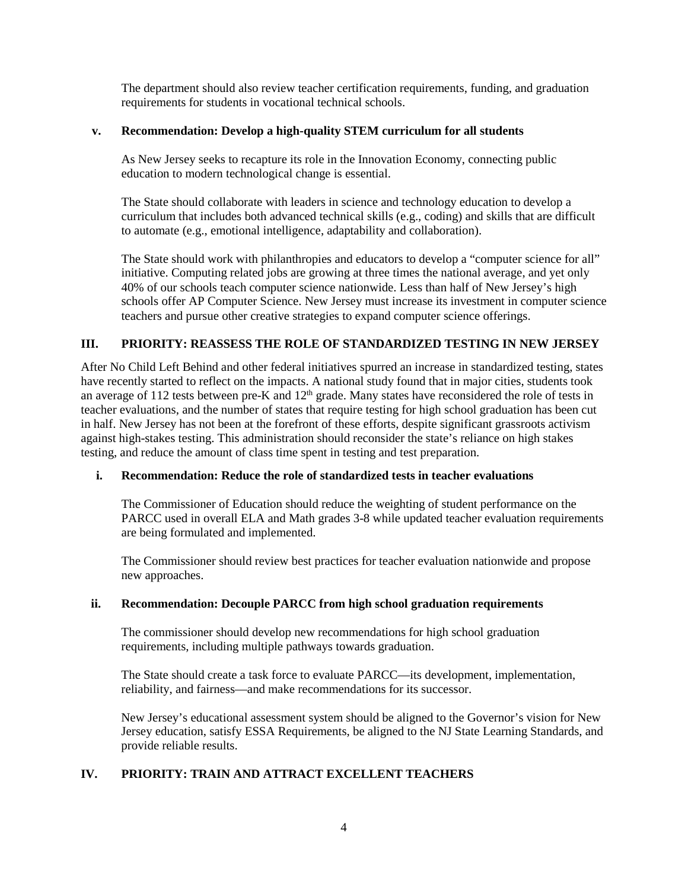The department should also review teacher certification requirements, funding, and graduation requirements for students in vocational technical schools.

### v. Recommendation: Develop a high-quality STEM curriculum for all students

As New Jersey seeks to recapture its role in the Innovation Economy, connecting public education to modern technological change is essential.

The State should collaborate with leaders in science and technology education to develop a curriculum that includes both advanced technical skills (e.g., coding) and skills that are difficult to automate (e.g., emotional intelligence, adaptability and collaboration).

The State should work with philanthropies and educators to develop a "computer science for all" initiative. Computing related jobs are growing at three times the national average, and yet only 40% of our schools teach computer science nationwide. Less than half of New Jersey's high schools offer AP Computer Science. New Jersey must increase its investment in computer science teachers and pursue other creative strategies to expand computer science offerings.

## III. PRIORITY: REASSESS THE ROLE OF STANDARDIZED TESTING IN NEW JERSEY

After No Child Left Behind and other federal initiatives spurred an increase in standardized testing, states have recently started to reflect on the impacts. A national study found that in major cities, students took an average of 112 tests between pre-K and 12th grade. Many states have reconsidered the role of tests in teacher evaluations, and the number of states that require testing for high school graduation has been cut in half. New Jersey has not been at the forefront of these efforts, despite significant grassroots activism against high-stakes testing. This administration should reconsider the state's reliance on high stakes testing, and reduce the amount of class time spent in testing and test preparation.

### i. Recommendation: Reduce the role of standardized tests in teacher evaluations

The Commissioner of Education should reduce the weighting of student performance on the PARCC used in overall ELA and Math grades 3-8 while updated teacher evaluation requirements are being formulated and implemented.

The Commissioner should review best practices for teacher evaluation nationwide and propose new approaches.

### ii. Recommendation: Decouple PARCC from high school graduation requirements

The commissioner should develop new recommendations for high school graduation requirements, including multiple pathways towards graduation.

The State should create a task force to evaluate PARCC—its development, implementation, reliability, and fairness—and make recommendations for its successor.

New Jersey's educational assessment system should be aligned to the Governor's vision for New Jersey education, satisfy ESSA Requirements, be aligned to the NJ State Learning Standards, and provide reliable results.

## IV. PRIORITY: TRAIN AND ATTRACT EXCELLENT TEACHERS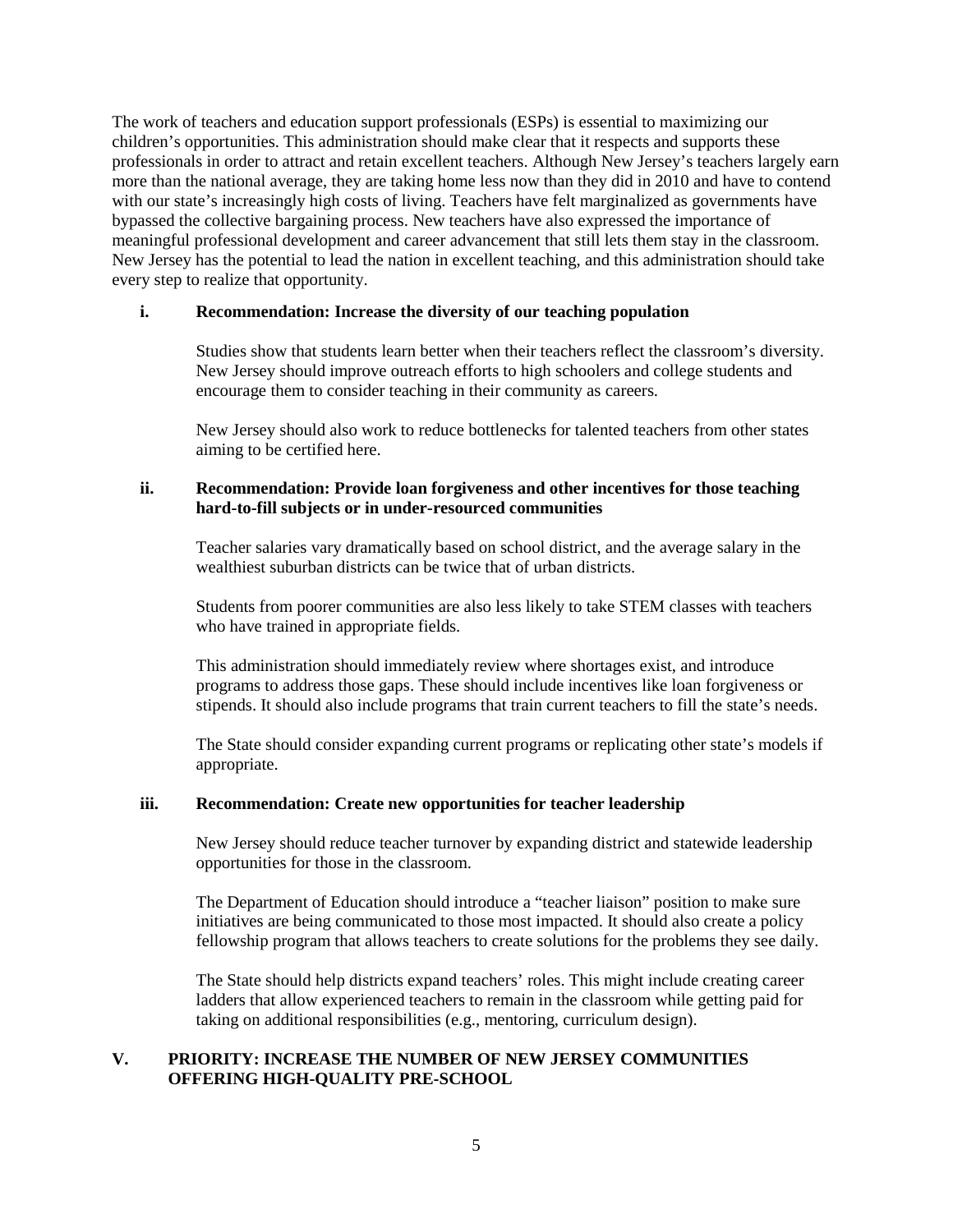The work of teachers and education support professionals (ESPs) is essential to maximizing our children's opportunities. This administration should make clear that it respects and supports these professionals in order to attract and retain excellent teachers. Although New Jersey's teachers largely earn more than the national average, they are taking home less now than they did in 2010 and have to contend with our state's increasingly high costs of living. Teachers have felt marginalized as governments have bypassed the collective bargaining process. New teachers have also expressed the importance of meaningful professional development and career advancement that still lets them stay in the classroom. New Jersey has the potential to lead the nation in excellent teaching, and this administration should take every step to realize that opportunity.

#### i. Recommendation: Increase the diversity of our teaching population

Studies show that students learn better when their teachers reflect the classroom's diversity. New Jersey should improve outreach efforts to high schoolers and college students and encourage them to consider teaching in their community as careers.

New Jersey should also work to reduce bottlenecks for talented teachers from other states aiming to be certified here.

#### ii. Recommendation: Provide loan forgiveness and other incentives for those teaching hard-to-fill subjects or in under-resourced communities

Teacher salaries vary dramatically based on school district, and the average salary in the wealthiest suburban districts can be twice that of urban districts.

Students from poorer communities are also less likely to take STEM classes with teachers who have trained in appropriate fields.

This administration should immediately review where shortages exist, and introduce programs to address those gaps. These should include incentives like loan forgiveness or stipends. It should also include programs that train current teachers to fill the state's needs.

The State should consider expanding current programs or replicating other state's models if appropriate.

#### iii. Recommendation: Create new opportunities for teacher leadership

New Jersey should reduce teacher turnover by expanding district and statewide leadership opportunities for those in the classroom.

The Department of Education should introduce a "teacher liaison" position to make sure initiatives are being communicated to those most impacted. It should also create a policy fellowship program that allows teachers to create solutions for the problems they see daily.

The State should help districts expand teachers' roles. This might include creating career ladders that allow experienced teachers to remain in the classroom while getting paid for taking on additional responsibilities (e.g., mentoring, curriculum design).

## V. PRIORITY: INCREASE THE NUMBER OF NEW JERSEY COMMUNITIES OFFERING HIGH-QUALITY PRE-SCHOOL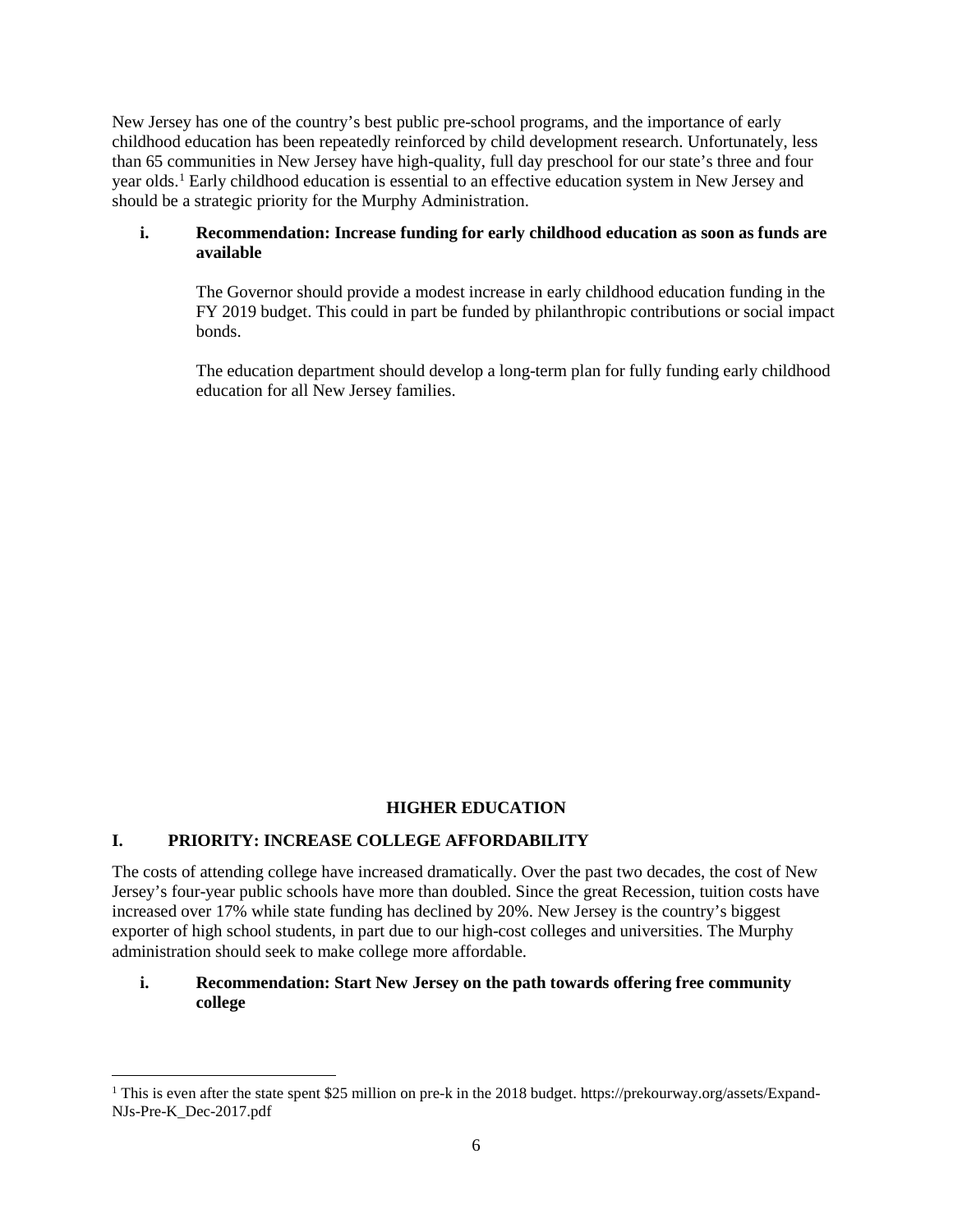New Jersey has one of the country's best public pre-school programs, and the importance of early childhood education has been repeatedly reinforced by child development research. Unfortunately, less than 65 communities in New Jersey have high-quality, full day preschool for our state's three and four year olds.[1] Early childhood education is essential to an effective education system in New Jersey and should be a strategic priority for the Murphy Administration.

**i. Recommendation: Increase funding for early childhood education as soon as funds are available**

The Governor should provide a modest increase in early childhood education funding in the FY 2019 budget. This could in part be funded by philanthropic contributions or social impact bonds.

The education department should develop a long-term plan for fully funding early childhood education for all New Jersey families.

## HIGHER EDUCATION

### I. PRIORITY: INCREASE COLLEGE AFFORDABILITY

The costs of attending college have increased dramatically. Over the past two decades, the cost of New Jersey's four-year public schools have more than doubled. Since the great Recession, tuition costs have increased over 17% while state funding has declined by 20%. New Jersey is the country's biggest exporter of high school students, in part due to our high-cost colleges and universities. The Murphy administration should seek to make college more affordable.

**i. Recommendation: Start New Jersey on the path towards offering free community college**

---

[1] This is even after the state spent $25 million on pre-k in the 2018 budget. https://prekourway.org/assets/Expand-NJs-Pre-K_Dec-2017.pdf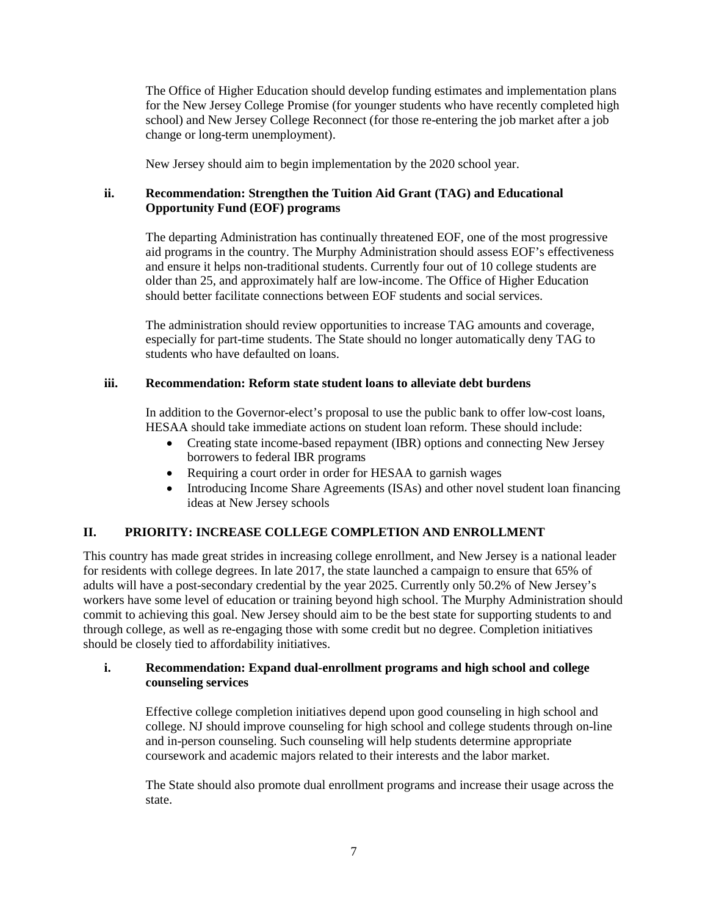The Office of Higher Education should develop funding estimates and implementation plans for the New Jersey College Promise (for younger students who have recently completed high school) and New Jersey College Reconnect (for those re-entering the job market after a job change or long-term unemployment).

New Jersey should aim to begin implementation by the 2020 school year.

### ii. Recommendation: Strengthen the Tuition Aid Grant (TAG) and Educational Opportunity Fund (EOF) programs

The departing Administration has continually threatened EOF, one of the most progressive aid programs in the country. The Murphy Administration should assess EOF's effectiveness and ensure it helps non-traditional students. Currently four out of 10 college students are older than 25, and approximately half are low-income. The Office of Higher Education should better facilitate connections between EOF students and social services.

The administration should review opportunities to increase TAG amounts and coverage, especially for part-time students. The State should no longer automatically deny TAG to students who have defaulted on loans.

### iii. Recommendation: Reform state student loans to alleviate debt burdens

In addition to the Governor-elect's proposal to use the public bank to offer low-cost loans, HESAA should take immediate actions on student loan reform. These should include:

- Creating state income-based repayment (IBR) options and connecting New Jersey borrowers to federal IBR programs
- Requiring a court order in order for HESAA to garnish wages
- Introducing Income Share Agreements (ISAs) and other novel student loan financing ideas at New Jersey schools

## II. PRIORITY: INCREASE COLLEGE COMPLETION AND ENROLLMENT

This country has made great strides in increasing college enrollment, and New Jersey is a national leader for residents with college degrees. In late 2017, the state launched a campaign to ensure that 65% of adults will have a post-secondary credential by the year 2025. Currently only 50.2% of New Jersey's workers have some level of education or training beyond high school. The Murphy Administration should commit to achieving this goal. New Jersey should aim to be the best state for supporting students to and through college, as well as re-engaging those with some credit but no degree. Completion initiatives should be closely tied to affordability initiatives.

### i. Recommendation: Expand dual-enrollment programs and high school and college counseling services

Effective college completion initiatives depend upon good counseling in high school and college. NJ should improve counseling for high school and college students through on-line and in-person counseling. Such counseling will help students determine appropriate coursework and academic majors related to their interests and the labor market.

The State should also promote dual enrollment programs and increase their usage across the state.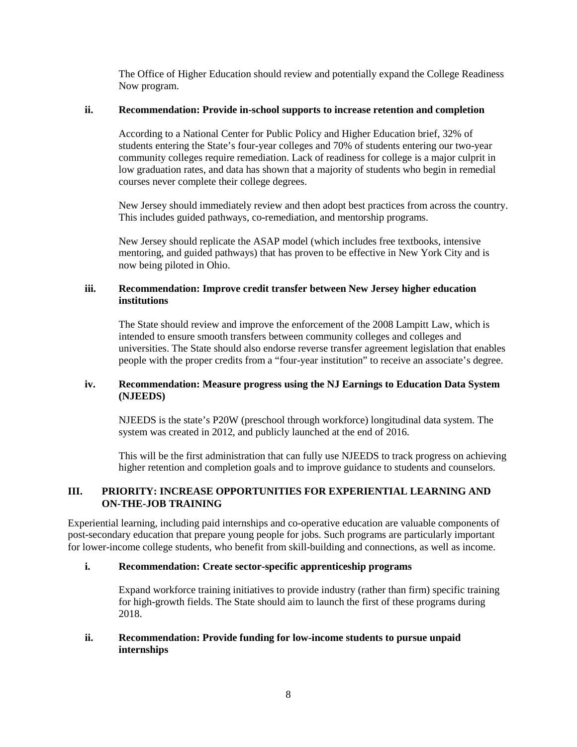The Office of Higher Education should review and potentially expand the College Readiness Now program.

#### ii. Recommendation: Provide in-school supports to increase retention and completion

According to a National Center for Public Policy and Higher Education brief, 32% of students entering the State's four-year colleges and 70% of students entering our two-year community colleges require remediation. Lack of readiness for college is a major culprit in low graduation rates, and data has shown that a majority of students who begin in remedial courses never complete their college degrees.

New Jersey should immediately review and then adopt best practices from across the country. This includes guided pathways, co-remediation, and mentorship programs.

New Jersey should replicate the ASAP model (which includes free textbooks, intensive mentoring, and guided pathways) that has proven to be effective in New York City and is now being piloted in Ohio.

#### iii. Recommendation: Improve credit transfer between New Jersey higher education institutions

The State should review and improve the enforcement of the 2008 Lampitt Law, which is intended to ensure smooth transfers between community colleges and colleges and universities. The State should also endorse reverse transfer agreement legislation that enables people with the proper credits from a "four-year institution" to receive an associate's degree.

#### iv. Recommendation: Measure progress using the NJ Earnings to Education Data System (NJEEDS)

NJEEDS is the state's P20W (preschool through workforce) longitudinal data system. The system was created in 2012, and publicly launched at the end of 2016.

This will be the first administration that can fully use NJEEDS to track progress on achieving higher retention and completion goals and to improve guidance to students and counselors.

### III. PRIORITY: INCREASE OPPORTUNITIES FOR EXPERIENTIAL LEARNING AND ON-THE-JOB TRAINING

Experiential learning, including paid internships and co-operative education are valuable components of post-secondary education that prepare young people for jobs. Such programs are particularly important for lower-income college students, who benefit from skill-building and connections, as well as income.

#### i. Recommendation: Create sector-specific apprenticeship programs

Expand workforce training initiatives to provide industry (rather than firm) specific training for high-growth fields. The State should aim to launch the first of these programs during 2018.

#### ii. Recommendation: Provide funding for low-income students to pursue unpaid internships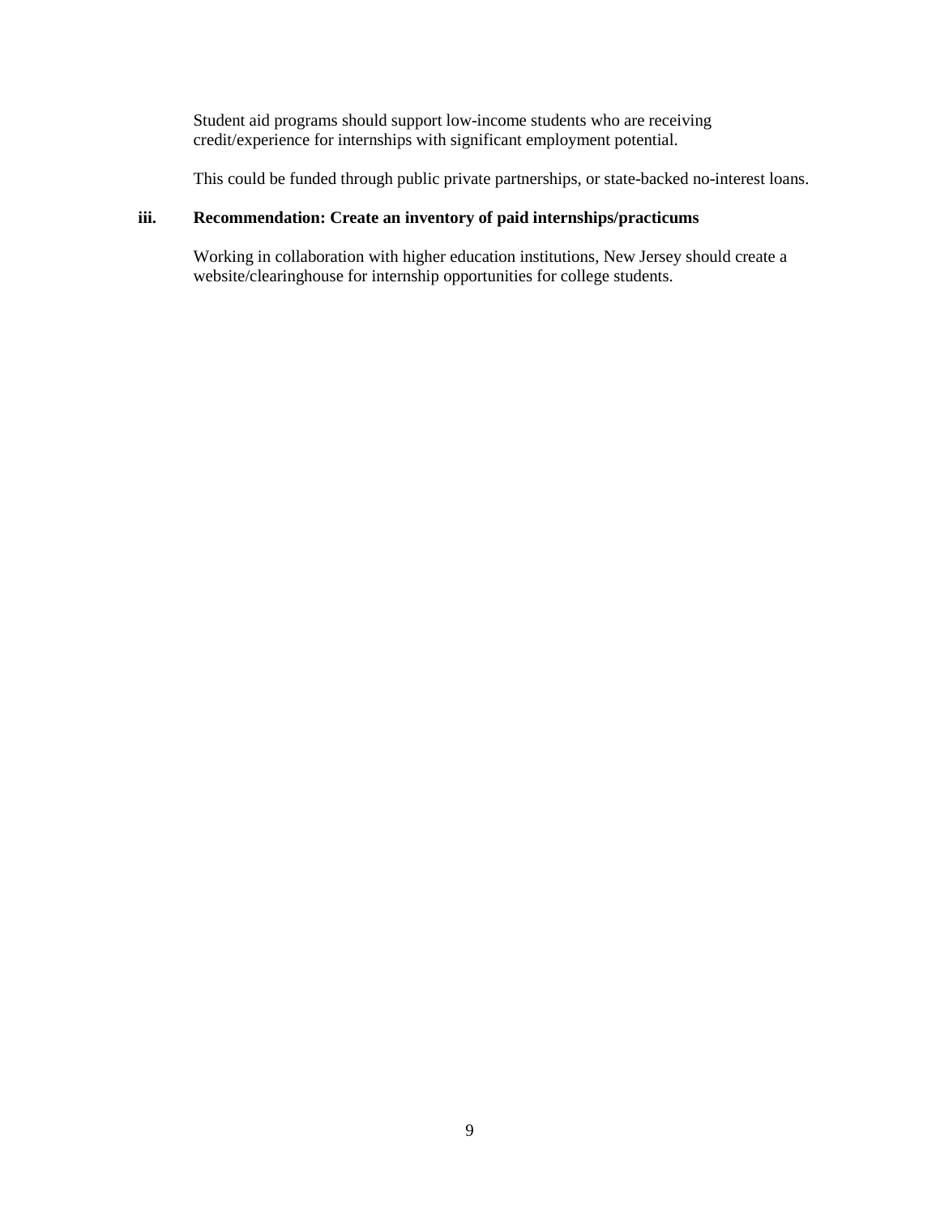Student aid programs should support low-income students who are receiving credit/experience for internships with significant employment potential.

This could be funded through public private partnerships, or state-backed no-interest loans.

**iii. Recommendation: Create an inventory of paid internships/practicums**

Working in collaboration with higher education institutions, New Jersey should create a website/clearinghouse for internship opportunities for college students.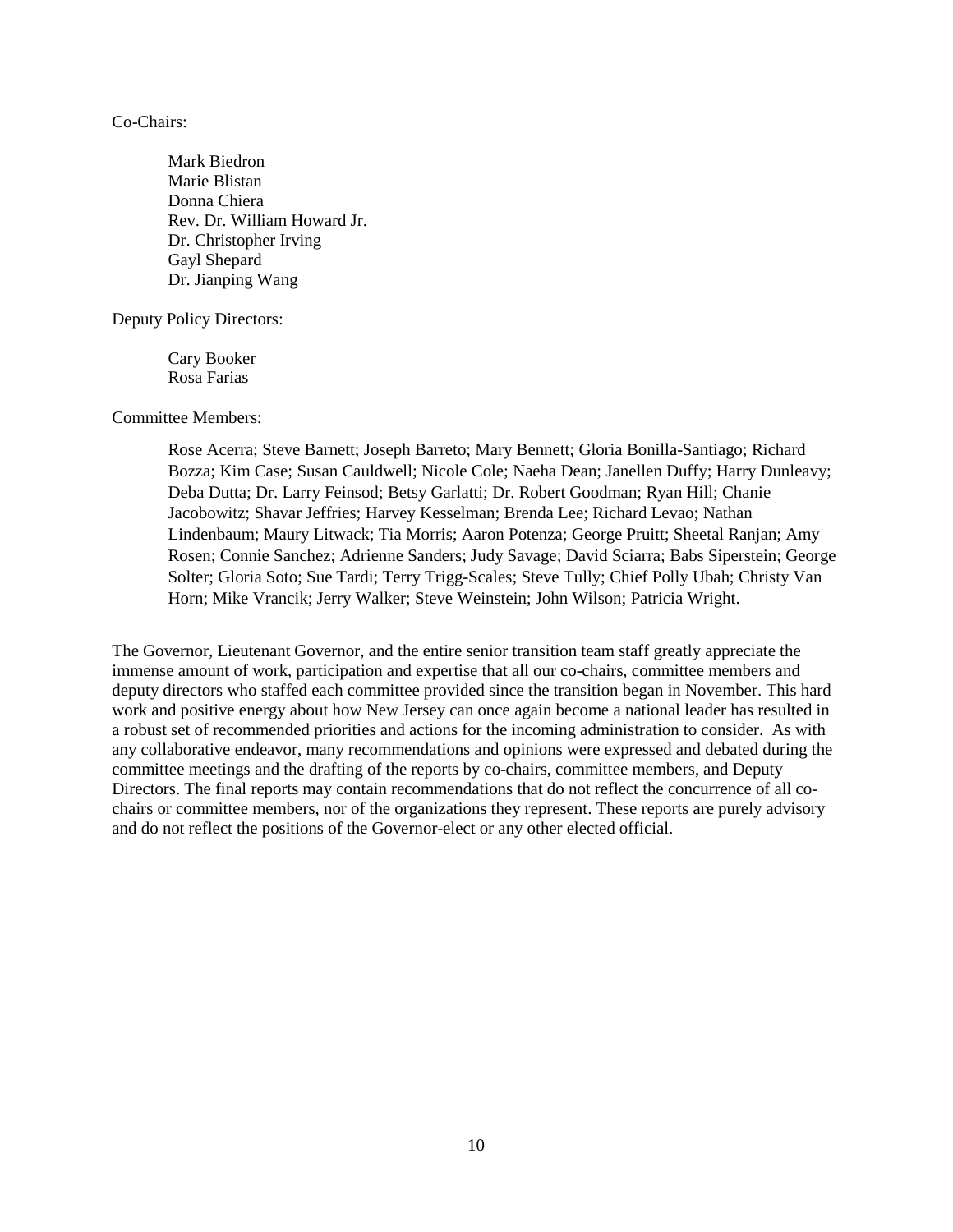Co-Chairs:

Mark Biedron
Marie Blistan
Donna Chiera
Rev. Dr. William Howard Jr.
Dr. Christopher Irving
Gayl Shepard
Dr. Jianping Wang

Deputy Policy Directors:

Cary Booker
Rosa Farias

Committee Members:

Rose Acerra; Steve Barnett; Joseph Barreto; Mary Bennett; Gloria Bonilla-Santiago; Richard Bozza; Kim Case; Susan Cauldwell; Nicole Cole; Naeha Dean; Janellen Duffy; Harry Dunleavy; Deba Dutta; Dr. Larry Feinsod; Betsy Garlatti; Dr. Robert Goodman; Ryan Hill; Chanie Jacobowitz; Shavar Jeffries; Harvey Kesselman; Brenda Lee; Richard Levao; Nathan Lindenbaum; Maury Litwack; Tia Morris; Aaron Potenza; George Pruitt; Sheetal Ranjan; Amy Rosen; Connie Sanchez; Adrienne Sanders; Judy Savage; David Sciarra; Babs Siperstein; George Solter; Gloria Soto; Sue Tardi; Terry Trigg-Scales; Steve Tully; Chief Polly Ubah; Christy Van Horn; Mike Vrancik; Jerry Walker; Steve Weinstein; John Wilson; Patricia Wright.

The Governor, Lieutenant Governor, and the entire senior transition team staff greatly appreciate the immense amount of work, participation and expertise that all our co-chairs, committee members and deputy directors who staffed each committee provided since the transition began in November. This hard work and positive energy about how New Jersey can once again become a national leader has resulted in a robust set of recommended priorities and actions for the incoming administration to consider. As with any collaborative endeavor, many recommendations and opinions were expressed and debated during the committee meetings and the drafting of the reports by co-chairs, committee members, and Deputy Directors. The final reports may contain recommendations that do not reflect the concurrence of all co-chairs or committee members, nor of the organizations they represent. These reports are purely advisory and do not reflect the positions of the Governor-elect or any other elected official.